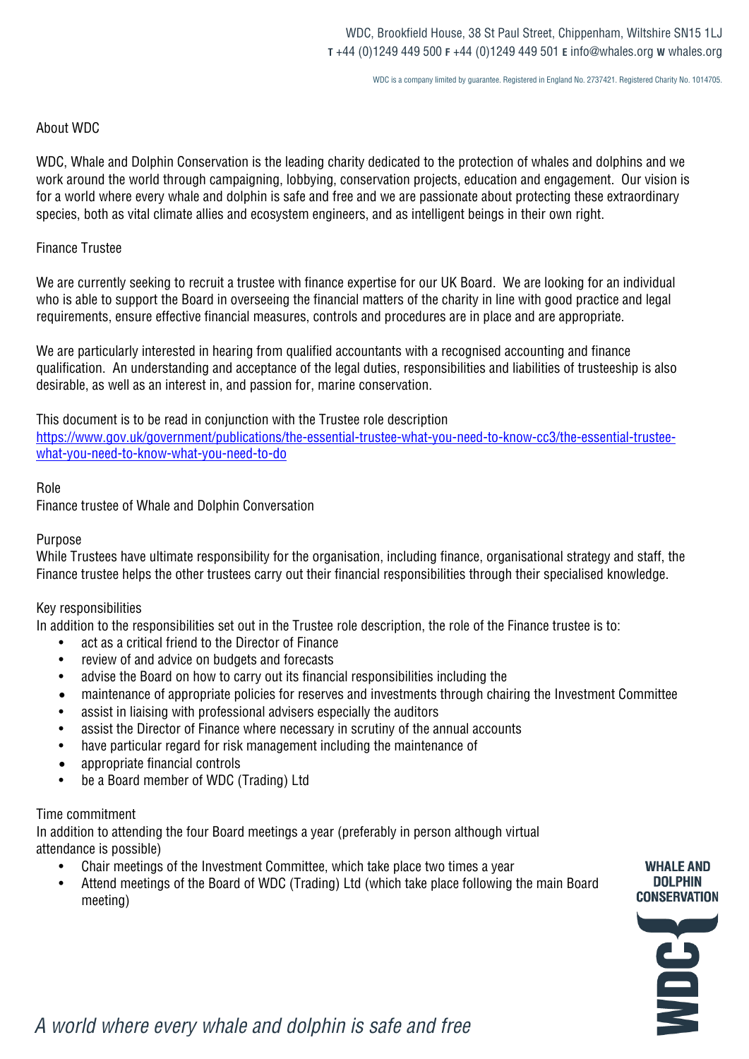WDC, Brookfield House, 38 St Paul Street, Chippenham, Wiltshire SN15 1LJ
**T** +44 (0)1249 449 500 **F** +44 (0)1249 449 501 **E** info@whales.org **W** whales.org

WDC is a company limited by guarantee. Registered in England No. 2737421. Registered Charity No. 1014705.

## About WDC

WDC, Whale and Dolphin Conservation is the leading charity dedicated to the protection of whales and dolphins and we work around the world through campaigning, lobbying, conservation projects, education and engagement. Our vision is for a world where every whale and dolphin is safe and free and we are passionate about protecting these extraordinary species, both as vital climate allies and ecosystem engineers, and as intelligent beings in their own right.

## Finance Trustee

We are currently seeking to recruit a trustee with finance expertise for our UK Board. We are looking for an individual who is able to support the Board in overseeing the financial matters of the charity in line with good practice and legal requirements, ensure effective financial measures, controls and procedures are in place and are appropriate.

We are particularly interested in hearing from qualified accountants with a recognised accounting and finance qualification. An understanding and acceptance of the legal duties, responsibilities and liabilities of trusteeship is also desirable, as well as an interest in, and passion for, marine conservation.

This document is to be read in conjunction with the Trustee role description
[https://www.gov.uk/government/publications/the-essential-trustee-what-you-need-to-know-cc3/the-essential-trustee-what-you-need-to-know-what-you-need-to-do](https://www.gov.uk/government/publications/the-essential-trustee-what-you-need-to-know-cc3/the-essential-trustee-what-you-need-to-know-what-you-need-to-do)

### Role
Finance trustee of Whale and Dolphin Conversation

### Purpose
While Trustees have ultimate responsibility for the organisation, including finance, organisational strategy and staff, the Finance trustee helps the other trustees carry out their financial responsibilities through their specialised knowledge.

### Key responsibilities
In addition to the responsibilities set out in the Trustee role description, the role of the Finance trustee is to:

- act as a critical friend to the Director of Finance
- review of and advice on budgets and forecasts
- advise the Board on how to carry out its financial responsibilities including the
- maintenance of appropriate policies for reserves and investments through chairing the Investment Committee
- assist in liaising with professional advisers especially the auditors
- assist the Director of Finance where necessary in scrutiny of the annual accounts
- have particular regard for risk management including the maintenance of
- appropriate financial controls
- be a Board member of WDC (Trading) Ltd

### Time commitment
In addition to attending the four Board meetings a year (preferably in person although virtual attendance is possible)

- Chair meetings of the Investment Committee, which take place two times a year
- Attend meetings of the Board of WDC (Trading) Ltd (which take place following the main Board meeting)

WHALE AND DOLPHIN CONSERVATION

*A world where every whale and dolphin is safe and free*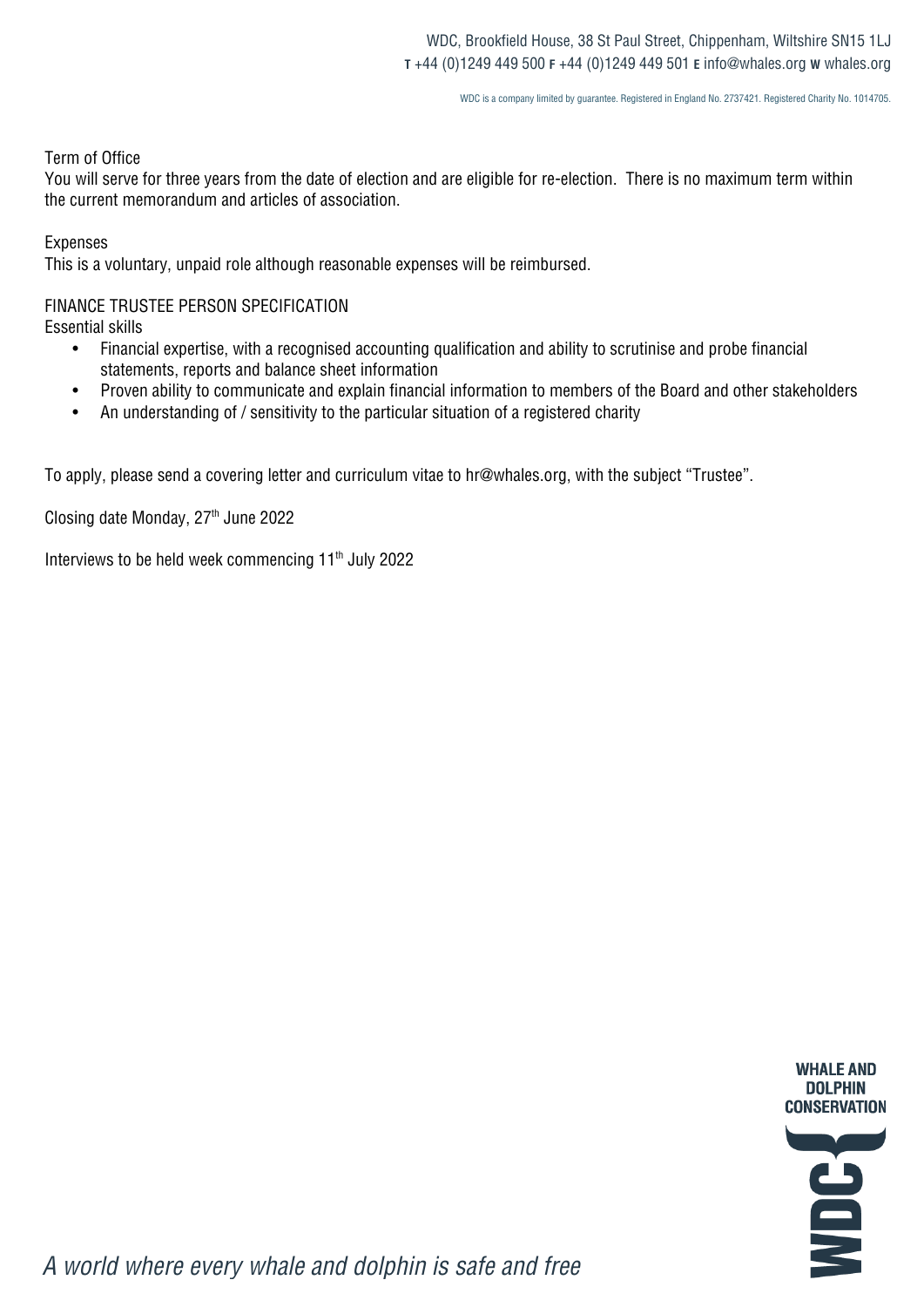Term of Office

You will serve for three years from the date of election and are eligible for re-election. There is no maximum term within the current memorandum and articles of association.

Expenses

This is a voluntary, unpaid role although reasonable expenses will be reimbursed.

FINANCE TRUSTEE PERSON SPECIFICATION

Essential skills

- Financial expertise, with a recognised accounting qualification and ability to scrutinise and probe financial statements, reports and balance sheet information
- Proven ability to communicate and explain financial information to members of the Board and other stakeholders
- An understanding of / sensitivity to the particular situation of a registered charity

To apply, please send a covering letter and curriculum vitae to hr@whales.org, with the subject "Trustee".

Closing date Monday, 27th June 2022

Interviews to be held week commencing 11th July 2022